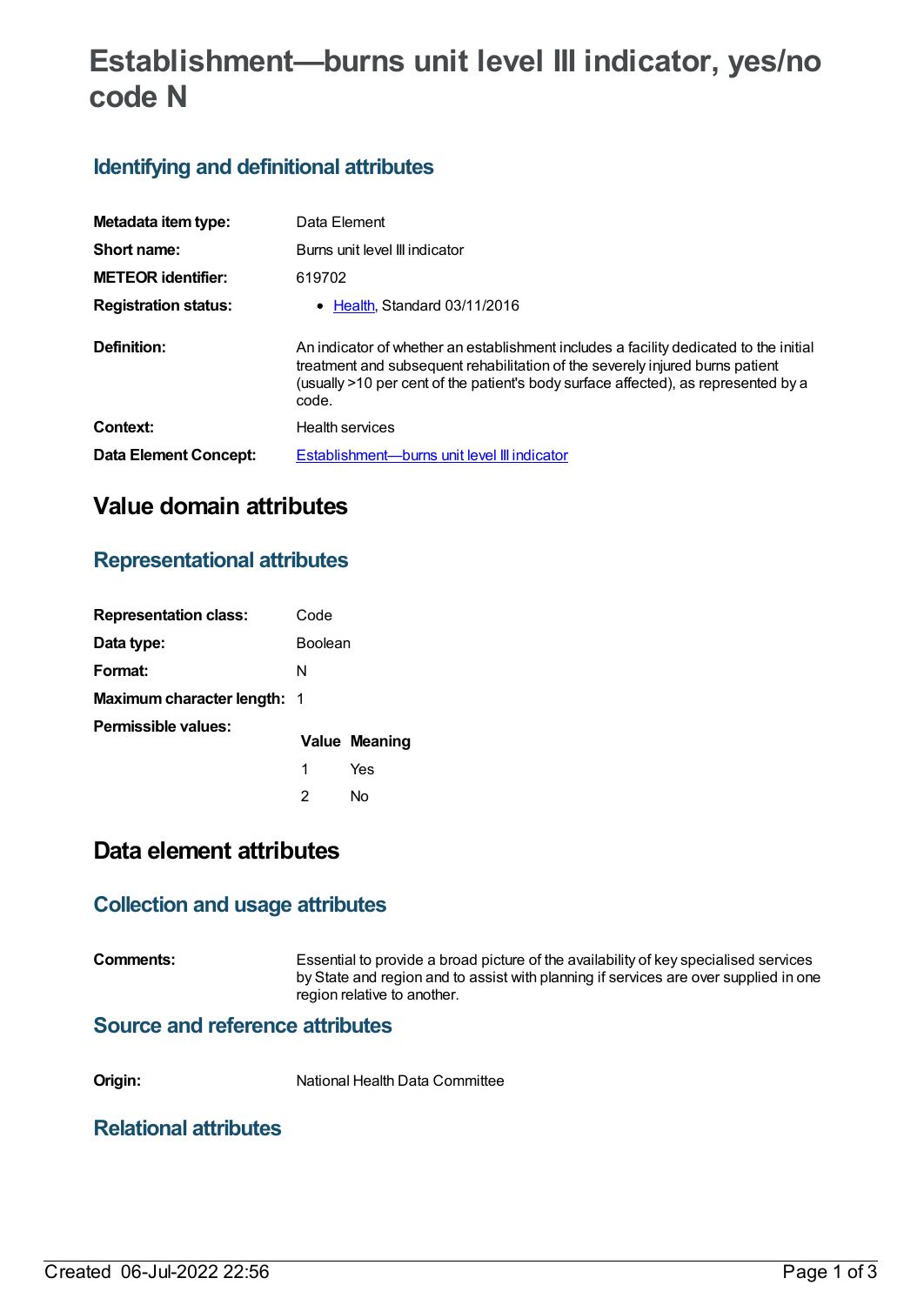# Establishment—burns unit level III indicator, yes/no code N

## Identifying and definitional attributes

| | |
|---|---|
| **Metadata item type:** | Data Element |
| **Short name:** | Burns unit level III indicator |
| **METEOR identifier:** | 619702 |
| **Registration status:** | • Health, Standard 03/11/2016 |
| **Definition:** | An indicator of whether an establishment includes a facility dedicated to the initial treatment and subsequent rehabilitation of the severely injured burns patient (usually >10 per cent of the patient's body surface affected), as represented by a code. |
| **Context:** | Health services |
| **Data Element Concept:** | Establishment—burns unit level III indicator |

# Value domain attributes

## Representational attributes

| | |
|---|---|
| **Representation class:** | Code |
| **Data type:** | Boolean |
| **Format:** | N |
| **Maximum character length:** | 1 |

**Permissible values:**

| Value | Meaning |
|---|---|
| 1 | Yes |
| 2 | No |

# Data element attributes

## Collection and usage attributes

**Comments:** Essential to provide a broad picture of the availability of key specialised services by State and region and to assist with planning if services are over supplied in one region relative to another.

## Source and reference attributes

**Origin:** National Health Data Committee

## Relational attributes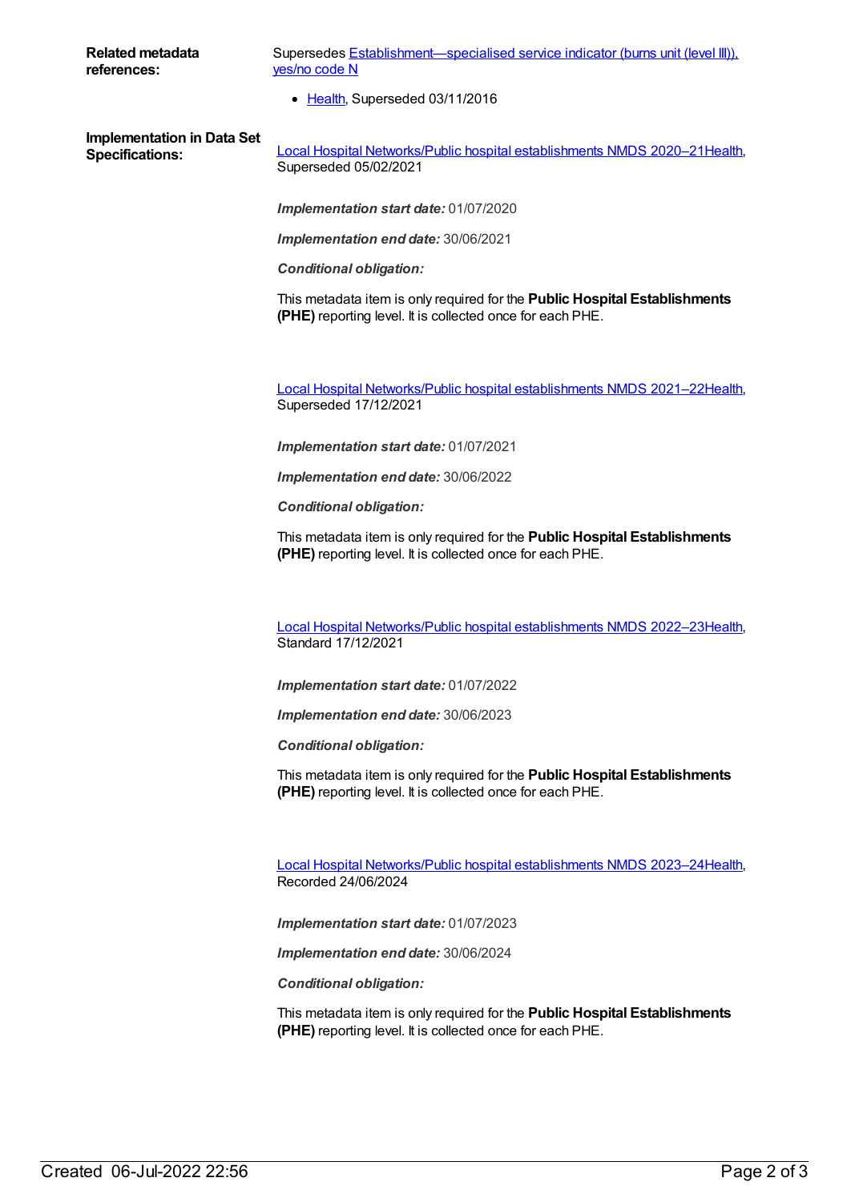**Related metadata references:**

Supersedes Establishment—specialised service indicator (burns unit (level III)), yes/no code N

- Health, Superseded 03/11/2016

**Implementation in Data Set Specifications:**

Local Hospital Networks/Public hospital establishments NMDS 2020–21Health, Superseded 05/02/2021

***Implementation start date:*** 01/07/2020

***Implementation end date:*** 30/06/2021

***Conditional obligation:***

This metadata item is only required for the **Public Hospital Establishments (PHE)** reporting level. It is collected once for each PHE.

Local Hospital Networks/Public hospital establishments NMDS 2021–22Health, Superseded 17/12/2021

***Implementation start date:*** 01/07/2021

***Implementation end date:*** 30/06/2022

***Conditional obligation:***

This metadata item is only required for the **Public Hospital Establishments (PHE)** reporting level. It is collected once for each PHE.

Local Hospital Networks/Public hospital establishments NMDS 2022–23Health, Standard 17/12/2021

***Implementation start date:*** 01/07/2022

***Implementation end date:*** 30/06/2023

***Conditional obligation:***

This metadata item is only required for the **Public Hospital Establishments (PHE)** reporting level. It is collected once for each PHE.

Local Hospital Networks/Public hospital establishments NMDS 2023–24Health, Recorded 24/06/2024

***Implementation start date:*** 01/07/2023

***Implementation end date:*** 30/06/2024

***Conditional obligation:***

This metadata item is only required for the **Public Hospital Establishments (PHE)** reporting level. It is collected once for each PHE.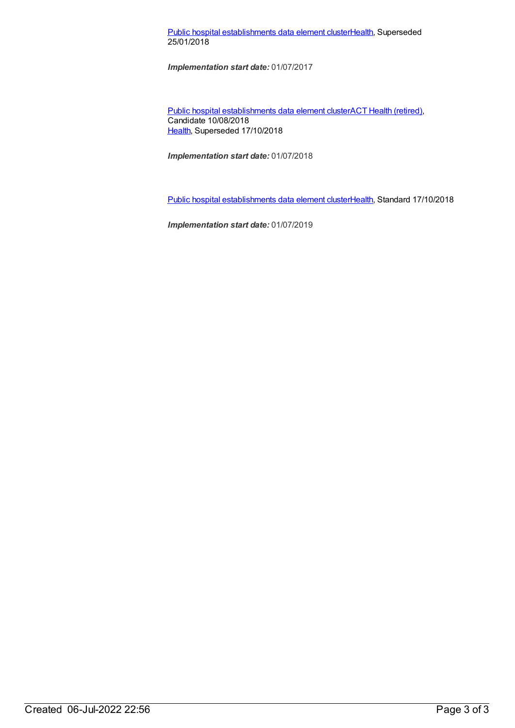Public hospital establishments data element clusterHealth, Superseded 25/01/2018

***Implementation start date:*** 01/07/2017

Public hospital establishments data element clusterACT Health (retired), Candidate 10/08/2018
Health, Superseded 17/10/2018

***Implementation start date:*** 01/07/2018

Public hospital establishments data element clusterHealth, Standard 17/10/2018

***Implementation start date:*** 01/07/2019